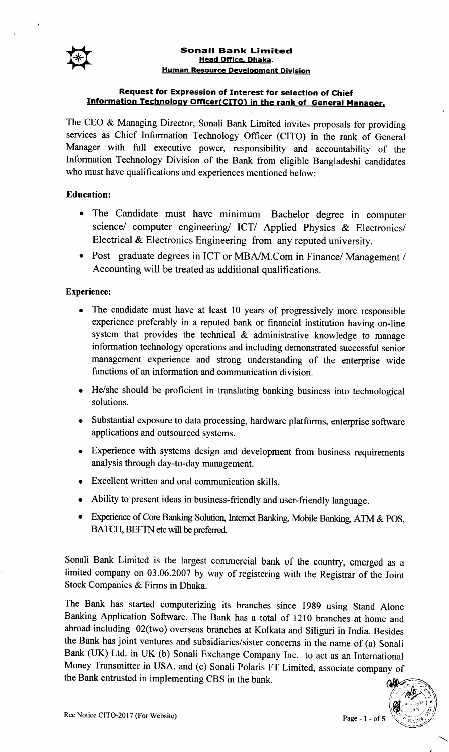# Sonali Bank Limited

**Head Office, Dhaka.**

**Human Resource Development Division**

## Request for Expression of Interest for selection of Chief Information Technology Officer(CITO) in the rank of General Manager.

The CEO & Managing Director, Sonali Bank Limited invites proposals for providing services as Chief Information Technology Officer (CITO) in the rank of General Manager with full executive power, responsibility and accountability of the Information Technology Division of the Bank from eligible Bangladeshi candidates who must have qualifications and experiences mentioned below:

**Education:**

- The Candidate must have minimum Bachelor degree in computer science/ computer engineering/ ICT/ Applied Physics & Electronics/ Electrical & Electronics Engineering from any reputed university.
- Post graduate degrees in ICT or MBA/M.Com in Finance/ Management / Accounting will be treated as additional qualifications.

**Experience:**

- The candidate must have at least 10 years of progressively more responsible experience preferably in a reputed bank or financial institution having on-line system that provides the technical & administrative knowledge to manage information technology operations and including demonstrated successful senior management experience and strong understanding of the enterprise wide functions of an information and communication division.
- He/she should be proficient in translating banking business into technological solutions.
- Substantial exposure to data processing, hardware platforms, enterprise software applications and outsourced systems.
- Experience with systems design and development from business requirements analysis through day-to-day management.
- Excellent written and oral communication skills.
- Ability to present ideas in business-friendly and user-friendly language.
- Experience of Core Banking Solution, Internet Banking, Mobile Banking, ATM & POS, BATCH, BEFTN etc will be preferred.

Sonali Bank Limited is the largest commercial bank of the country, emerged as a limited company on 03.06.2007 by way of registering with the Registrar of the Joint Stock Companies & Firms in Dhaka.

The Bank has started computerizing its branches since 1989 using Stand Alone Banking Application Software. The Bank has a total of 1210 branches at home and abroad including 02(two) overseas branches at Kolkata and Siliguri in India. Besides the Bank has joint ventures and subsidiaries/sister concerns in the name of (a) Sonali Bank (UK) Ltd. in UK (b) Sonali Exchange Company Inc. to act as an International Money Transmitter in USA. and (c) Sonali Polaris FT Limited, associate company of the Bank entrusted in implementing CBS in the bank.

Rec Notice CITO-2017 (For Website)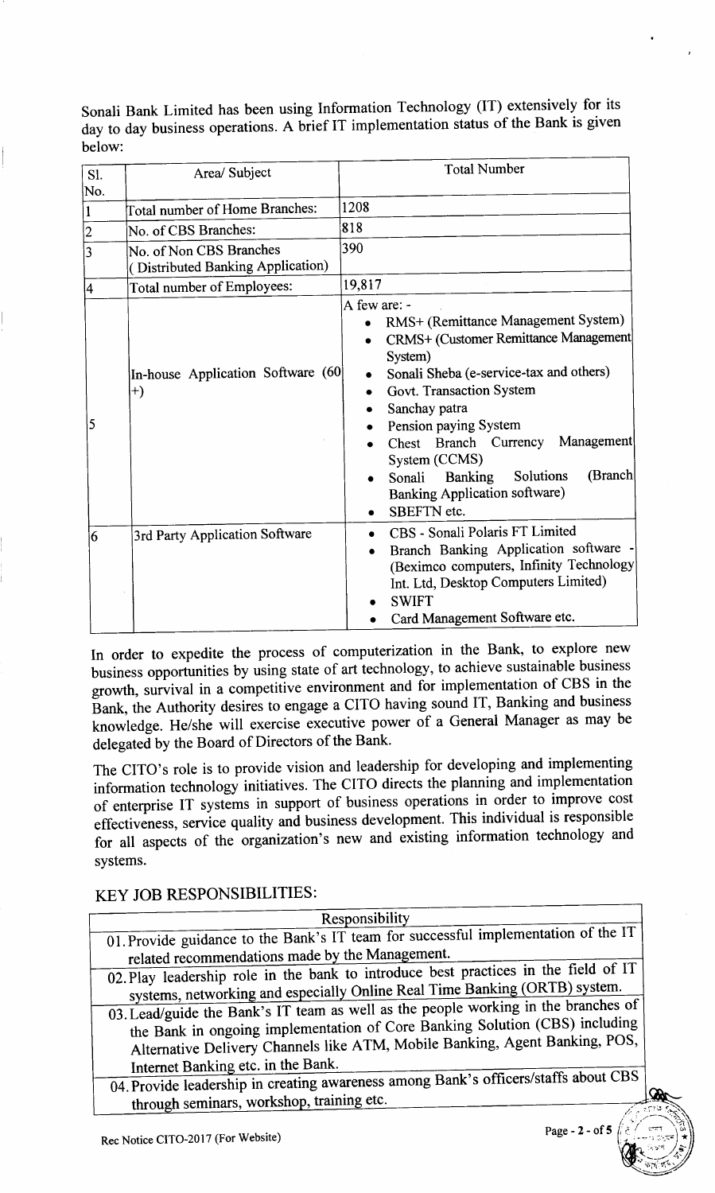Sonali Bank Limited has been using Information Technology (IT) extensively for its day to day business operations. A brief IT implementation status of the Bank is given below:

| Sl. No. | Area/ Subject | Total Number |
|---|---|---|
| 1 | Total number of Home Branches: | 1208 |
| 2 | No. of CBS Branches: | 818 |
| 3 | No. of Non CBS Branches ( Distributed Banking Application) | 390 |
| 4 | Total number of Employees: | 19,817 |
| 5 | In-house Application Software (60 +) | A few are: - <br>• RMS+ (Remittance Management System)<br>• CRMS+ (Customer Remittance Management System)<br>• Sonali Sheba (e-service-tax and others)<br>• Govt. Transaction System<br>• Sanchay patra<br>• Pension paying System<br>• Chest Branch Currency Management System (CCMS)<br>• Sonali Banking Solutions (Branch Banking Application software)<br>• SBEFTN etc. |
| 6 | 3rd Party Application Software | • CBS - Sonali Polaris FT Limited<br>• Branch Banking Application software - (Beximco computers, Infinity Technology Int. Ltd, Desktop Computers Limited)<br>• SWIFT<br>• Card Management Software etc. |

In order to expedite the process of computerization in the Bank, to explore new business opportunities by using state of art technology, to achieve sustainable business growth, survival in a competitive environment and for implementation of CBS in the Bank, the Authority desires to engage a CITO having sound IT, Banking and business knowledge. He/she will exercise executive power of a General Manager as may be delegated by the Board of Directors of the Bank.

The CITO's role is to provide vision and leadership for developing and implementing information technology initiatives. The CITO directs the planning and implementation of enterprise IT systems in support of business operations in order to improve cost effectiveness, service quality and business development. This individual is responsible for all aspects of the organization's new and existing information technology and systems.

## KEY JOB RESPONSIBILITIES:

| Responsibility |
|---|
| 01. Provide guidance to the Bank's IT team for successful implementation of the IT related recommendations made by the Management. |
| 02. Play leadership role in the bank to introduce best practices in the field of IT systems, networking and especially Online Real Time Banking (ORTB) system. |
| 03. Lead/guide the Bank's IT team as well as the people working in the branches of the Bank in ongoing implementation of Core Banking Solution (CBS) including Alternative Delivery Channels like ATM, Mobile Banking, Agent Banking, POS, Internet Banking etc. in the Bank. |
| 04. Provide leadership in creating awareness among Bank's officers/staffs about CBS through seminars, workshop, training etc. |

Rec Notice CITO-2017 (For Website)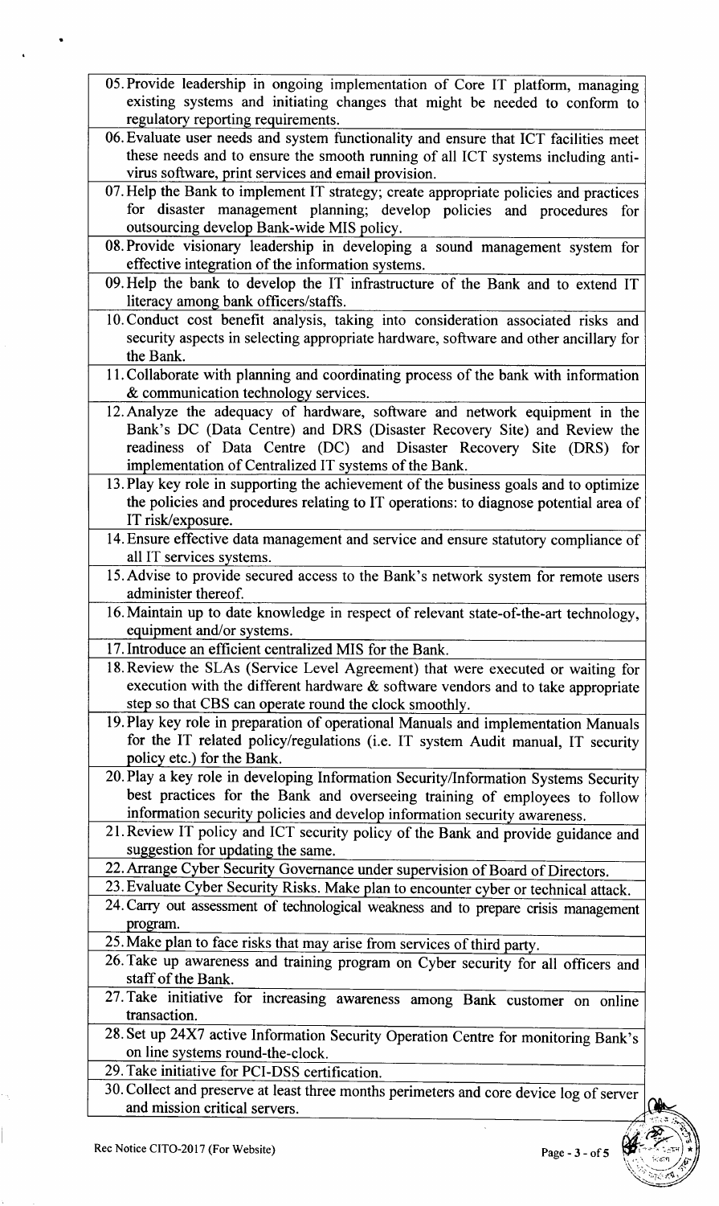| |
|---|
| 05. Provide leadership in ongoing implementation of Core IT platform, managing existing systems and initiating changes that might be needed to conform to regulatory reporting requirements. |
| 06. Evaluate user needs and system functionality and ensure that ICT facilities meet these needs and to ensure the smooth running of all ICT systems including anti-virus software, print services and email provision. |
| 07. Help the Bank to implement IT strategy; create appropriate policies and practices for disaster management planning; develop policies and procedures for outsourcing develop Bank-wide MIS policy. |
| 08. Provide visionary leadership in developing a sound management system for effective integration of the information systems. |
| 09. Help the bank to develop the IT infrastructure of the Bank and to extend IT literacy among bank officers/staffs. |
| 10. Conduct cost benefit analysis, taking into consideration associated risks and security aspects in selecting appropriate hardware, software and other ancillary for the Bank. |
| 11. Collaborate with planning and coordinating process of the bank with information & communication technology services. |
| 12. Analyze the adequacy of hardware, software and network equipment in the Bank's DC (Data Centre) and DRS (Disaster Recovery Site) and Review the readiness of Data Centre (DC) and Disaster Recovery Site (DRS) for implementation of Centralized IT systems of the Bank. |
| 13. Play key role in supporting the achievement of the business goals and to optimize the policies and procedures relating to IT operations: to diagnose potential area of IT risk/exposure. |
| 14. Ensure effective data management and service and ensure statutory compliance of all IT services systems. |
| 15. Advise to provide secured access to the Bank's network system for remote users administer thereof. |
| 16. Maintain up to date knowledge in respect of relevant state-of-the-art technology, equipment and/or systems. |
| 17. Introduce an efficient centralized MIS for the Bank. |
| 18. Review the SLAs (Service Level Agreement) that were executed or waiting for execution with the different hardware & software vendors and to take appropriate step so that CBS can operate round the clock smoothly. |
| 19. Play key role in preparation of operational Manuals and implementation Manuals for the IT related policy/regulations (i.e. IT system Audit manual, IT security policy etc.) for the Bank. |
| 20. Play a key role in developing Information Security/Information Systems Security best practices for the Bank and overseeing training of employees to follow information security policies and develop information security awareness. |
| 21. Review IT policy and ICT security policy of the Bank and provide guidance and suggestion for updating the same. |
| 22. Arrange Cyber Security Governance under supervision of Board of Directors. |
| 23. Evaluate Cyber Security Risks. Make plan to encounter cyber or technical attack. |
| 24. Carry out assessment of technological weakness and to prepare crisis management program. |
| 25. Make plan to face risks that may arise from services of third party. |
| 26. Take up awareness and training program on Cyber security for all officers and staff of the Bank. |
| 27. Take initiative for increasing awareness among Bank customer on online transaction. |
| 28. Set up 24X7 active Information Security Operation Centre for monitoring Bank's on line systems round-the-clock. |
| 29. Take initiative for PCI-DSS certification. |
| 30. Collect and preserve at least three months perimeters and core device log of server and mission critical servers. |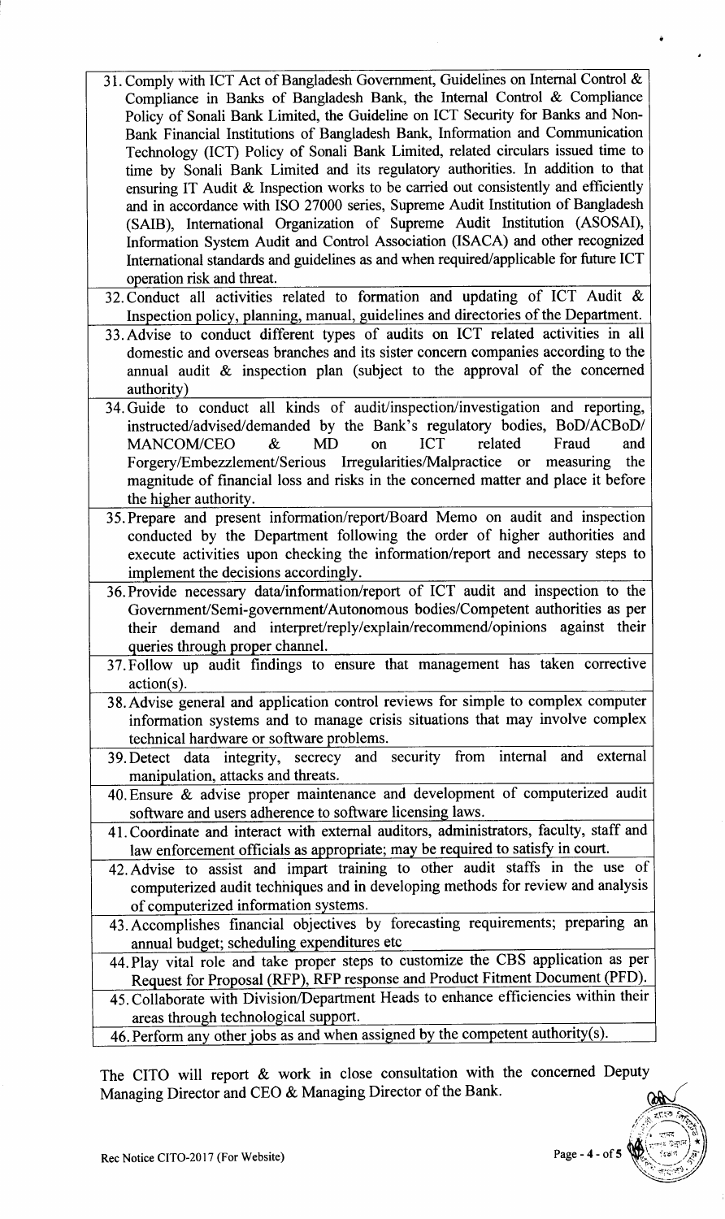31. Comply with ICT Act of Bangladesh Government, Guidelines on Internal Control & Compliance in Banks of Bangladesh Bank, the Internal Control & Compliance Policy of Sonali Bank Limited, the Guideline on ICT Security for Banks and Non-Bank Financial Institutions of Bangladesh Bank, Information and Communication Technology (ICT) Policy of Sonali Bank Limited, related circulars issued time to time by Sonali Bank Limited and its regulatory authorities. In addition to that ensuring IT Audit & Inspection works to be carried out consistently and efficiently and in accordance with ISO 27000 series, Supreme Audit Institution of Bangladesh (SAIB), International Organization of Supreme Audit Institution (ASOSAI), Information System Audit and Control Association (ISACA) and other recognized International standards and guidelines as and when required/applicable for future ICT operation risk and threat.
32. Conduct all activities related to formation and updating of ICT Audit & Inspection policy, planning, manual, guidelines and directories of the Department.
33. Advise to conduct different types of audits on ICT related activities in all domestic and overseas branches and its sister concern companies according to the annual audit & inspection plan (subject to the approval of the concerned authority)
34. Guide to conduct all kinds of audit/inspection/investigation and reporting, instructed/advised/demanded by the Bank's regulatory bodies, BoD/ACBoD/ MANCOM/CEO & MD on ICT related Fraud and Forgery/Embezzlement/Serious Irregularities/Malpractice or measuring the magnitude of financial loss and risks in the concerned matter and place it before the higher authority.
35. Prepare and present information/report/Board Memo on audit and inspection conducted by the Department following the order of higher authorities and execute activities upon checking the information/report and necessary steps to implement the decisions accordingly.
36. Provide necessary data/information/report of ICT audit and inspection to the Government/Semi-government/Autonomous bodies/Competent authorities as per their demand and interpret/reply/explain/recommend/opinions against their queries through proper channel.
37. Follow up audit findings to ensure that management has taken corrective action(s).
38. Advise general and application control reviews for simple to complex computer information systems and to manage crisis situations that may involve complex technical hardware or software problems.
39. Detect data integrity, secrecy and security from internal and external manipulation, attacks and threats.
40. Ensure & advise proper maintenance and development of computerized audit software and users adherence to software licensing laws.
41. Coordinate and interact with external auditors, administrators, faculty, staff and law enforcement officials as appropriate; may be required to satisfy in court.
42. Advise to assist and impart training to other audit staffs in the use of computerized audit techniques and in developing methods for review and analysis of computerized information systems.
43. Accomplishes financial objectives by forecasting requirements; preparing an annual budget; scheduling expenditures etc
44. Play vital role and take proper steps to customize the CBS application as per Request for Proposal (RFP), RFP response and Product Fitment Document (PFD).
45. Collaborate with Division/Department Heads to enhance efficiencies within their areas through technological support.
46. Perform any other jobs as and when assigned by the competent authority(s).

The CITO will report & work in close consultation with the concerned Deputy Managing Director and CEO & Managing Director of the Bank.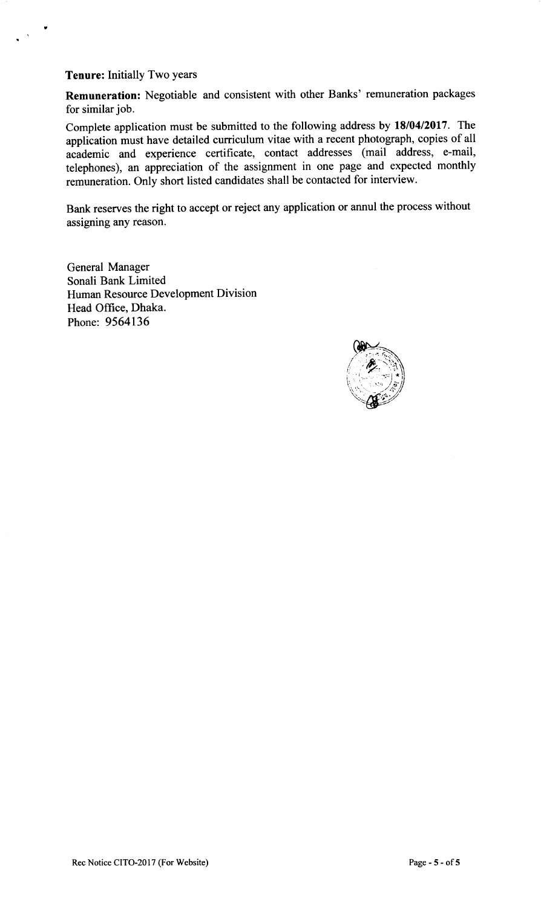**Tenure:** Initially Two years

**Remuneration:** Negotiable and consistent with other Banks' remuneration packages for similar job.

Complete application must be submitted to the following address by **18/04/2017**. The application must have detailed curriculum vitae with a recent photograph, copies of all academic and experience certificate, contact addresses (mail address, e-mail, telephones), an appreciation of the assignment in one page and expected monthly remuneration. Only short listed candidates shall be contacted for interview.

Bank reserves the right to accept or reject any application or annul the process without assigning any reason.

General Manager
Sonali Bank Limited
Human Resource Development Division
Head Office, Dhaka.
Phone: 9564136